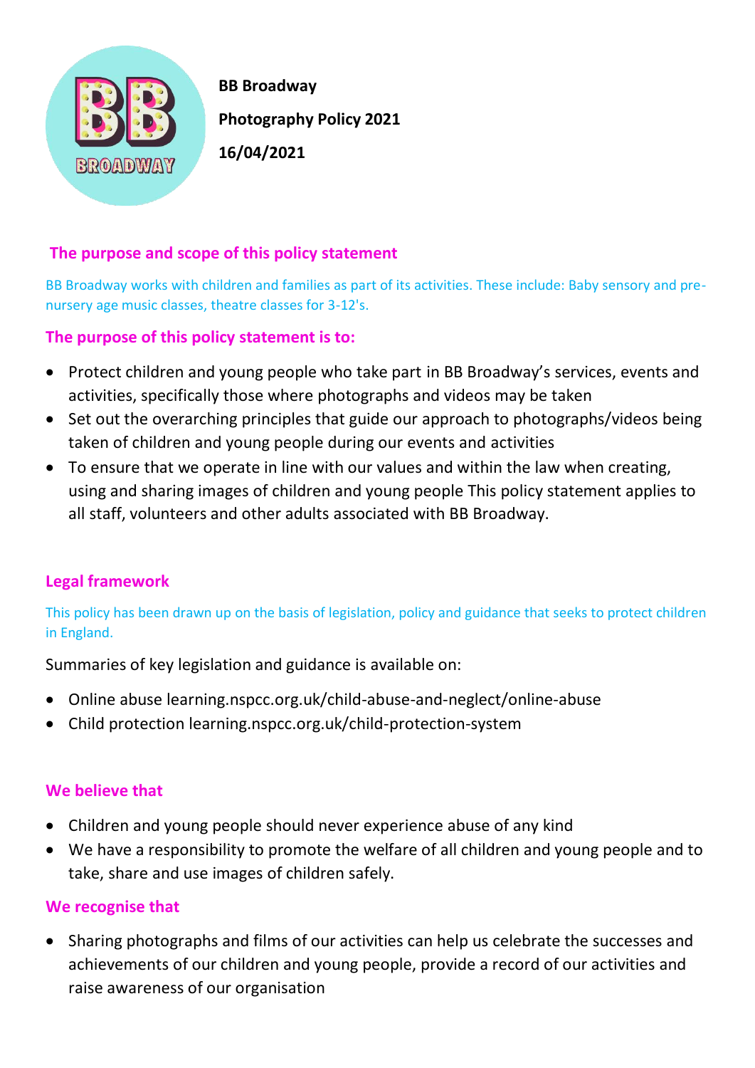**BB Broadway**

**Photography Policy 2021**

**16/04/2021**

## The purpose and scope of this policy statement

BB Broadway works with children and families as part of its activities. These include: Baby sensory and pre-nursery age music classes, theatre classes for 3-12's.

### The purpose of this policy statement is to:

- Protect children and young people who take part in BB Broadway's services, events and activities, specifically those where photographs and videos may be taken
- Set out the overarching principles that guide our approach to photographs/videos being taken of children and young people during our events and activities
- To ensure that we operate in line with our values and within the law when creating, using and sharing images of children and young people This policy statement applies to all staff, volunteers and other adults associated with BB Broadway.

## Legal framework

This policy has been drawn up on the basis of legislation, policy and guidance that seeks to protect children in England.

Summaries of key legislation and guidance is available on:

- Online abuse learning.nspcc.org.uk/child-abuse-and-neglect/online-abuse
- Child protection learning.nspcc.org.uk/child-protection-system

## We believe that

- Children and young people should never experience abuse of any kind
- We have a responsibility to promote the welfare of all children and young people and to take, share and use images of children safely.

## We recognise that

- Sharing photographs and films of our activities can help us celebrate the successes and achievements of our children and young people, provide a record of our activities and raise awareness of our organisation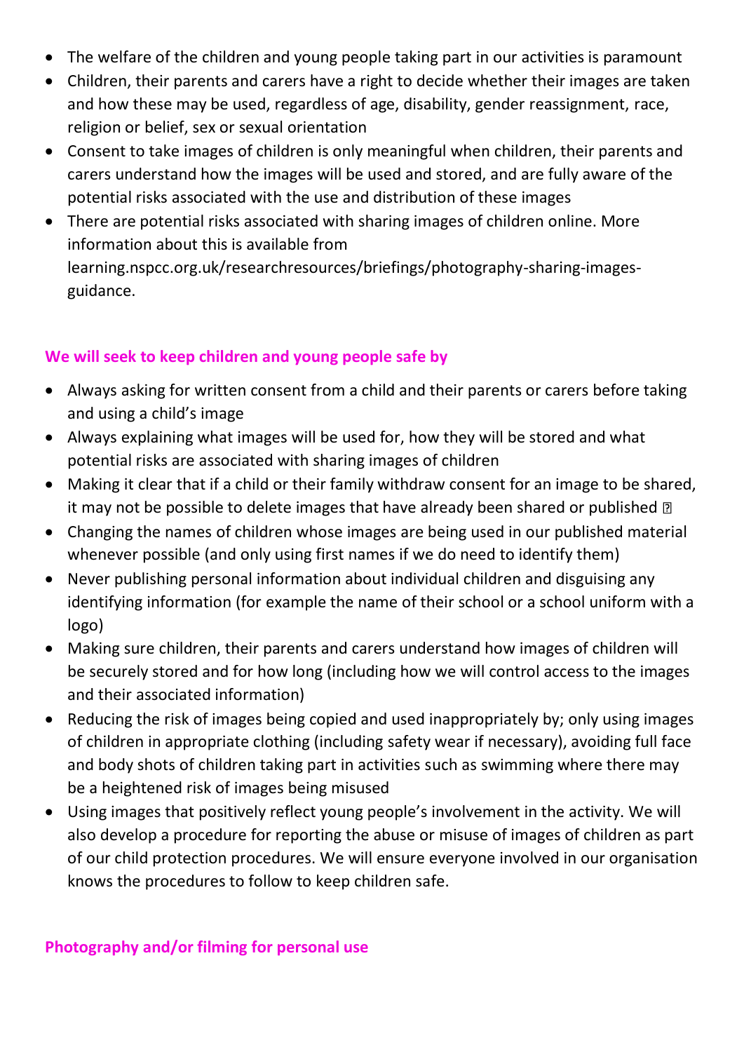- The welfare of the children and young people taking part in our activities is paramount
- Children, their parents and carers have a right to decide whether their images are taken and how these may be used, regardless of age, disability, gender reassignment, race, religion or belief, sex or sexual orientation
- Consent to take images of children is only meaningful when children, their parents and carers understand how the images will be used and stored, and are fully aware of the potential risks associated with the use and distribution of these images
- There are potential risks associated with sharing images of children online. More information about this is available from learning.nspcc.org.uk/researchresources/briefings/photography-sharing-images-guidance.

### We will seek to keep children and young people safe by

- Always asking for written consent from a child and their parents or carers before taking and using a child's image
- Always explaining what images will be used for, how they will be stored and what potential risks are associated with sharing images of children
- Making it clear that if a child or their family withdraw consent for an image to be shared, it may not be possible to delete images that have already been shared or published
- Changing the names of children whose images are being used in our published material whenever possible (and only using first names if we do need to identify them)
- Never publishing personal information about individual children and disguising any identifying information (for example the name of their school or a school uniform with a logo)
- Making sure children, their parents and carers understand how images of children will be securely stored and for how long (including how we will control access to the images and their associated information)
- Reducing the risk of images being copied and used inappropriately by; only using images of children in appropriate clothing (including safety wear if necessary), avoiding full face and body shots of children taking part in activities such as swimming where there may be a heightened risk of images being misused
- Using images that positively reflect young people's involvement in the activity. We will also develop a procedure for reporting the abuse or misuse of images of children as part of our child protection procedures. We will ensure everyone involved in our organisation knows the procedures to follow to keep children safe.

### Photography and/or filming for personal use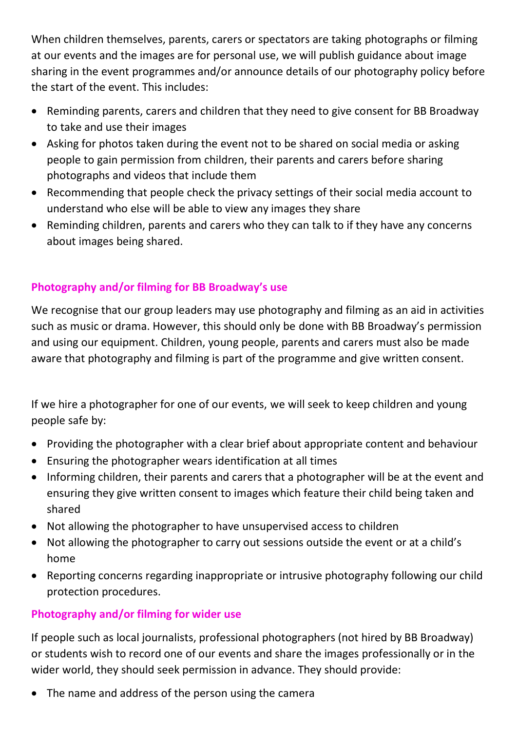When children themselves, parents, carers or spectators are taking photographs or filming at our events and the images are for personal use, we will publish guidance about image sharing in the event programmes and/or announce details of our photography policy before the start of the event. This includes:

- Reminding parents, carers and children that they need to give consent for BB Broadway to take and use their images
- Asking for photos taken during the event not to be shared on social media or asking people to gain permission from children, their parents and carers before sharing photographs and videos that include them
- Recommending that people check the privacy settings of their social media account to understand who else will be able to view any images they share
- Reminding children, parents and carers who they can talk to if they have any concerns about images being shared.

### Photography and/or filming for BB Broadway's use

We recognise that our group leaders may use photography and filming as an aid in activities such as music or drama. However, this should only be done with BB Broadway's permission and using our equipment. Children, young people, parents and carers must also be made aware that photography and filming is part of the programme and give written consent.

If we hire a photographer for one of our events, we will seek to keep children and young people safe by:

- Providing the photographer with a clear brief about appropriate content and behaviour
- Ensuring the photographer wears identification at all times
- Informing children, their parents and carers that a photographer will be at the event and ensuring they give written consent to images which feature their child being taken and shared
- Not allowing the photographer to have unsupervised access to children
- Not allowing the photographer to carry out sessions outside the event or at a child's home
- Reporting concerns regarding inappropriate or intrusive photography following our child protection procedures.

### Photography and/or filming for wider use

If people such as local journalists, professional photographers (not hired by BB Broadway) or students wish to record one of our events and share the images professionally or in the wider world, they should seek permission in advance. They should provide:

- The name and address of the person using the camera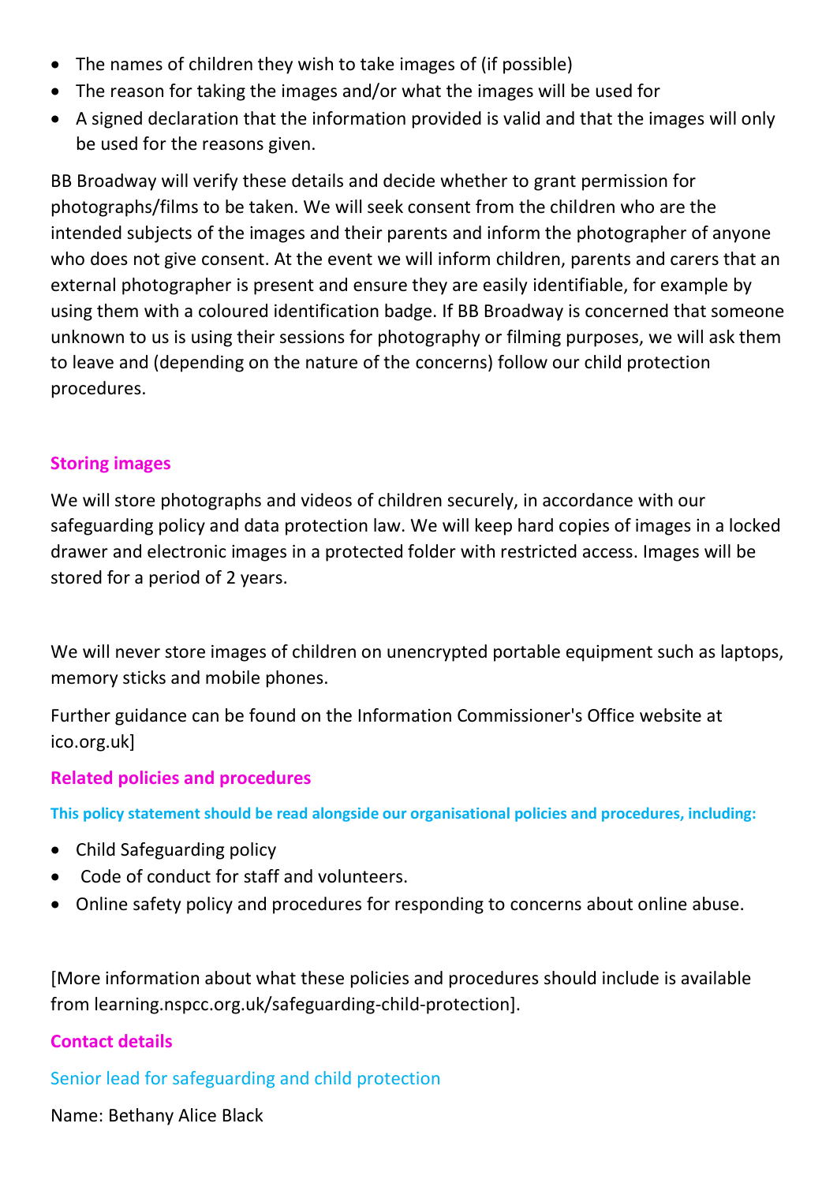- The names of children they wish to take images of (if possible)
- The reason for taking the images and/or what the images will be used for
- A signed declaration that the information provided is valid and that the images will only be used for the reasons given.

BB Broadway will verify these details and decide whether to grant permission for photographs/films to be taken. We will seek consent from the children who are the intended subjects of the images and their parents and inform the photographer of anyone who does not give consent. At the event we will inform children, parents and carers that an external photographer is present and ensure they are easily identifiable, for example by using them with a coloured identification badge. If BB Broadway is concerned that someone unknown to us is using their sessions for photography or filming purposes, we will ask them to leave and (depending on the nature of the concerns) follow our child protection procedures.

## Storing images

We will store photographs and videos of children securely, in accordance with our safeguarding policy and data protection law. We will keep hard copies of images in a locked drawer and electronic images in a protected folder with restricted access. Images will be stored for a period of 2 years.

We will never store images of children on unencrypted portable equipment such as laptops, memory sticks and mobile phones.

Further guidance can be found on the Information Commissioner's Office website at ico.org.uk]

## Related policies and procedures

**This policy statement should be read alongside our organisational policies and procedures, including:**

- Child Safeguarding policy
- Code of conduct for staff and volunteers.
- Online safety policy and procedures for responding to concerns about online abuse.

[More information about what these policies and procedures should include is available from learning.nspcc.org.uk/safeguarding-child-protection].

## Contact details

### Senior lead for safeguarding and child protection

Name: Bethany Alice Black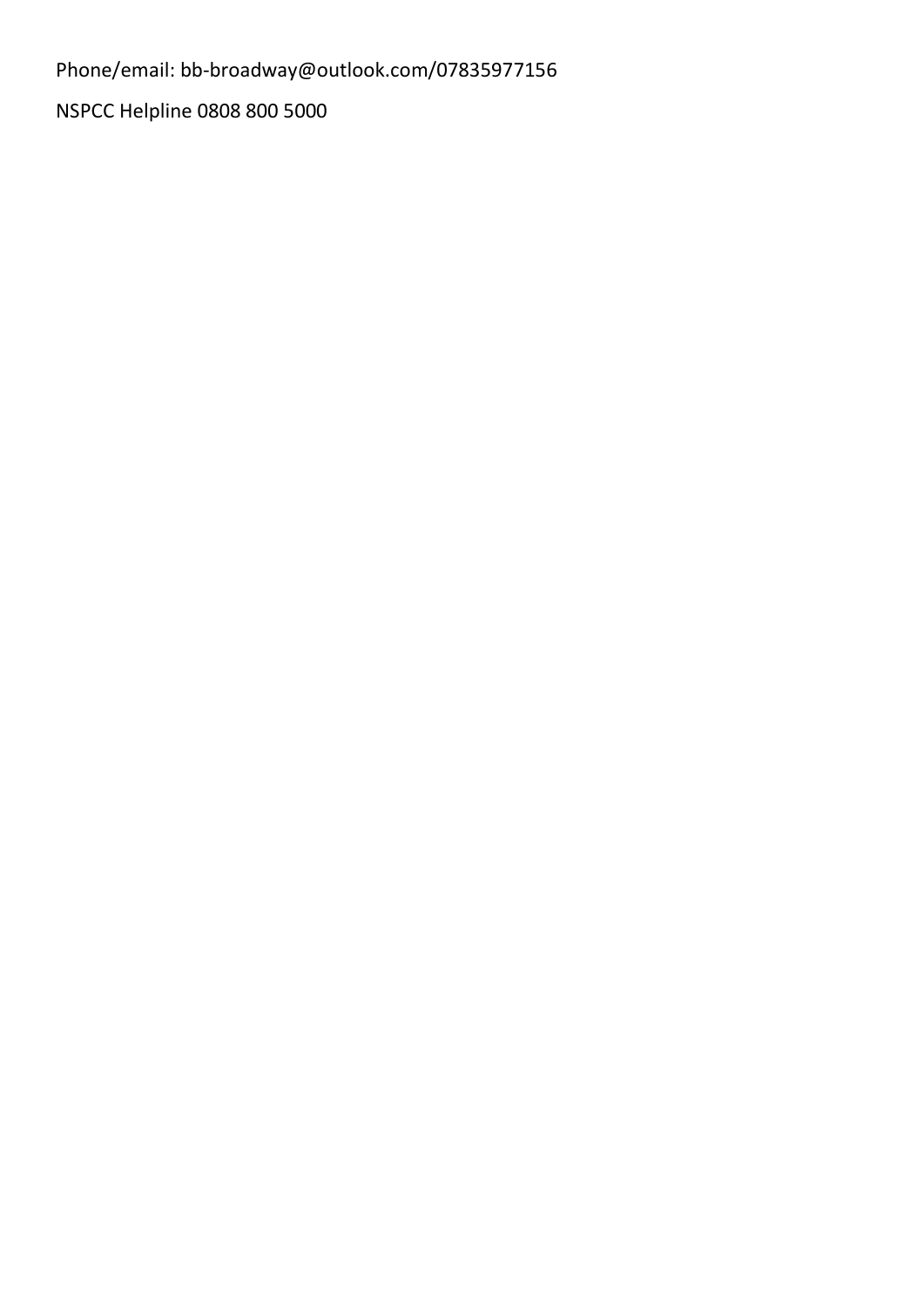Phone/email: bb-broadway@outlook.com/07835977156

NSPCC Helpline 0808 800 5000